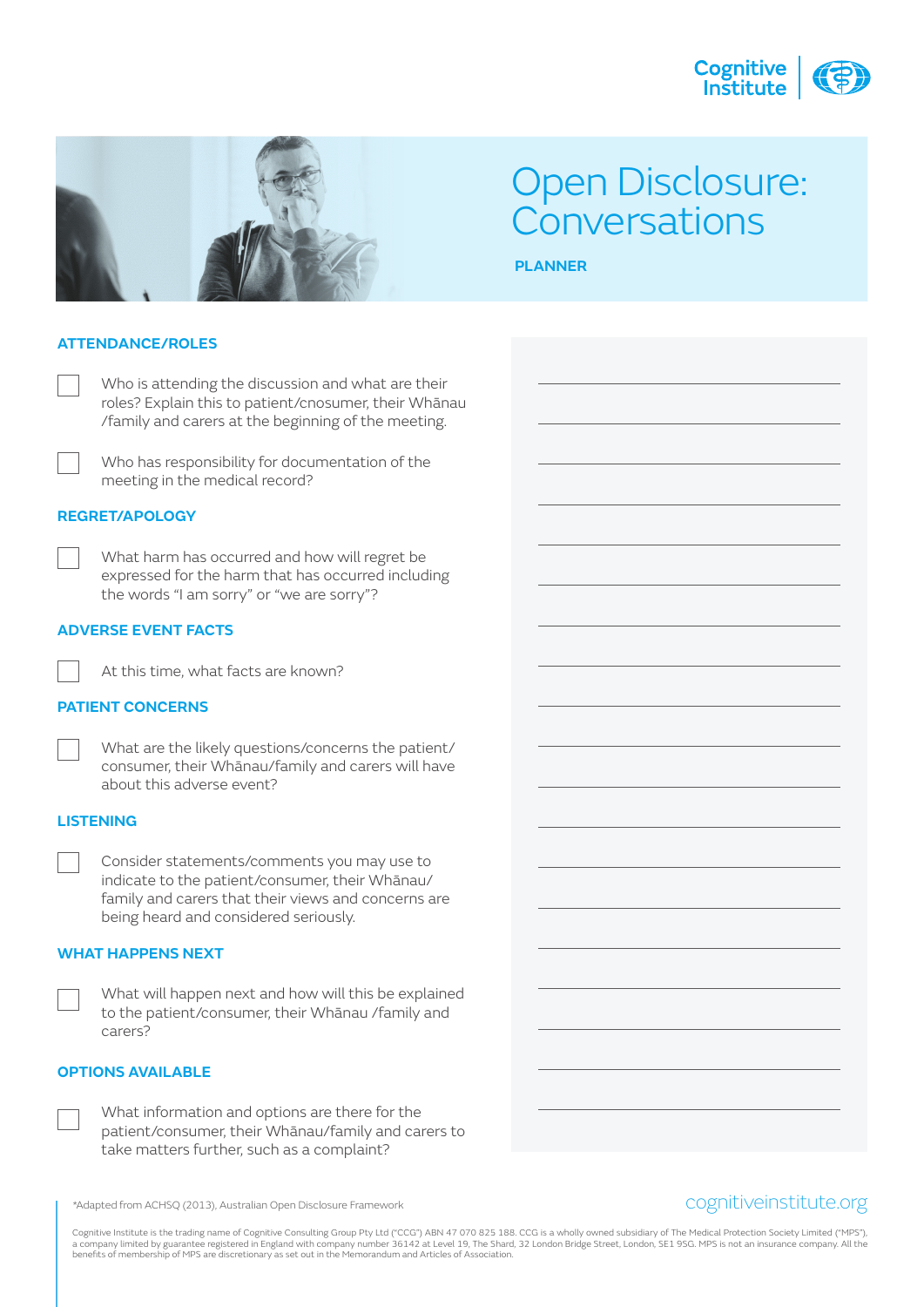Cognitive Institute

# Open Disclosure: Conversations

**PLANNER**

## ATTENDANCE/ROLES

- [ ] Who is attending the discussion and what are their roles? Explain this to patient/cnosumer, their Whānau /family and carers at the beginning of the meeting.
- [ ] Who has responsibility for documentation of the meeting in the medical record?

## REGRET/APOLOGY

- [ ] What harm has occurred and how will regret be expressed for the harm that has occurred including the words "I am sorry" or "we are sorry"?

## ADVERSE EVENT FACTS

- [ ] At this time, what facts are known?

## PATIENT CONCERNS

- [ ] What are the likely questions/concerns the patient/ consumer, their Whānau/family and carers will have about this adverse event?

## LISTENING

- [ ] Consider statements/comments you may use to indicate to the patient/consumer, their Whānau/ family and carers that their views and concerns are being heard and considered seriously.

## WHAT HAPPENS NEXT

- [ ] What will happen next and how will this be explained to the patient/consumer, their Whānau /family and carers?

## OPTIONS AVAILABLE

- [ ] What information and options are there for the patient/consumer, their Whānau/family and carers to take matters further, such as a complaint?

*Adapted from ACHSQ (2013), Australian Open Disclosure Framework

cognitiveinstitute.org

Cognitive Institute is the trading name of Cognitive Consulting Group Pty Ltd ("CCG") ABN 47 070 825 188. CCG is a wholly owned subsidiary of The Medical Protection Society Limited ("MPS"), a company limited by guarantee registered in England with company number 36142 at Level 19, The Shard, 32 London Bridge Street, London, SE1 9SG. MPS is not an insurance company. All the benefits of membership of MPS are discretionary as set out in the Memorandum and Articles of Association.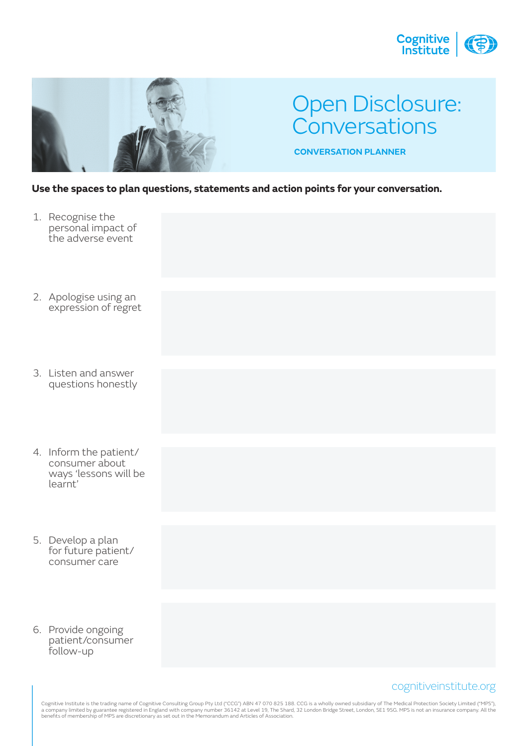# Open Disclosure: Conversations

**CONVERSATION PLANNER**

**Use the spaces to plan questions, statements and action points for your conversation.**

1. Recognise the personal impact of the adverse event

2. Apologise using an expression of regret

3. Listen and answer questions honestly

4. Inform the patient/consumer about ways 'lessons will be learnt'

5. Develop a plan for future patient/consumer care

6. Provide ongoing patient/consumer follow-up

cognitiveinstitute.org

Cognitive Institute is the trading name of Cognitive Consulting Group Pty Ltd ("CCG") ABN 47 070 825 188. CCG is a wholly owned subsidiary of The Medical Protection Society Limited ("MPS"), a company limited by guarantee registered in England with company number 36142 at Level 19, The Shard, 32 London Bridge Street, London, SE1 9SG. MPS is not an insurance company. All the benefits of membership of MPS are discretionary as set out in the Memorandum and Articles of Association.